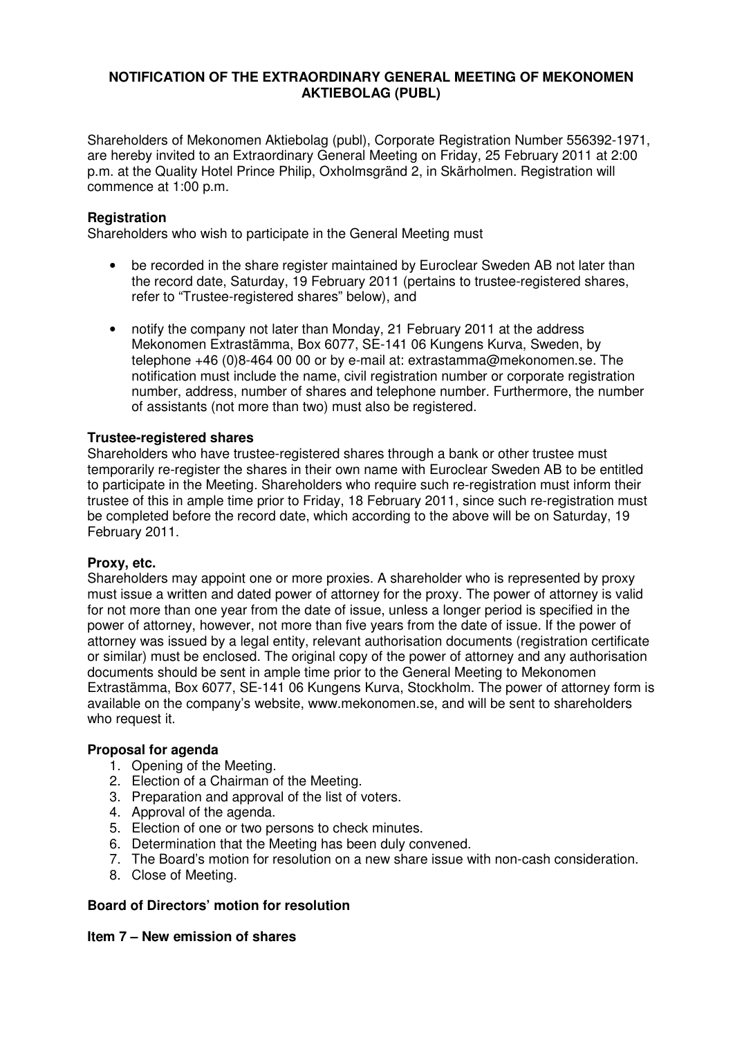# NOTIFICATION OF THE EXTRAORDINARY GENERAL MEETING OF MEKONOMEN AKTIEBOLAG (PUBL)

Shareholders of Mekonomen Aktiebolag (publ), Corporate Registration Number 556392-1971, are hereby invited to an Extraordinary General Meeting on Friday, 25 February 2011 at 2:00 p.m. at the Quality Hotel Prince Philip, Oxholmsgränd 2, in Skärholmen. Registration will commence at 1:00 p.m.

## Registration

Shareholders who wish to participate in the General Meeting must

- be recorded in the share register maintained by Euroclear Sweden AB not later than the record date, Saturday, 19 February 2011 (pertains to trustee-registered shares, refer to "Trustee-registered shares" below), and
- notify the company not later than Monday, 21 February 2011 at the address Mekonomen Extrastämma, Box 6077, SE-141 06 Kungens Kurva, Sweden, by telephone +46 (0)8-464 00 00 or by e-mail at: extrastamma@mekonomen.se. The notification must include the name, civil registration number or corporate registration number, address, number of shares and telephone number. Furthermore, the number of assistants (not more than two) must also be registered.

## Trustee-registered shares

Shareholders who have trustee-registered shares through a bank or other trustee must temporarily re-register the shares in their own name with Euroclear Sweden AB to be entitled to participate in the Meeting. Shareholders who require such re-registration must inform their trustee of this in ample time prior to Friday, 18 February 2011, since such re-registration must be completed before the record date, which according to the above will be on Saturday, 19 February 2011.

## Proxy, etc.

Shareholders may appoint one or more proxies. A shareholder who is represented by proxy must issue a written and dated power of attorney for the proxy. The power of attorney is valid for not more than one year from the date of issue, unless a longer period is specified in the power of attorney, however, not more than five years from the date of issue. If the power of attorney was issued by a legal entity, relevant authorisation documents (registration certificate or similar) must be enclosed. The original copy of the power of attorney and any authorisation documents should be sent in ample time prior to the General Meeting to Mekonomen Extrastämma, Box 6077, SE-141 06 Kungens Kurva, Stockholm. The power of attorney form is available on the company's website, www.mekonomen.se, and will be sent to shareholders who request it.

## Proposal for agenda

1. Opening of the Meeting.
2. Election of a Chairman of the Meeting.
3. Preparation and approval of the list of voters.
4. Approval of the agenda.
5. Election of one or two persons to check minutes.
6. Determination that the Meeting has been duly convened.
7. The Board's motion for resolution on a new share issue with non-cash consideration.
8. Close of Meeting.

## Board of Directors' motion for resolution

### Item 7 – New emission of shares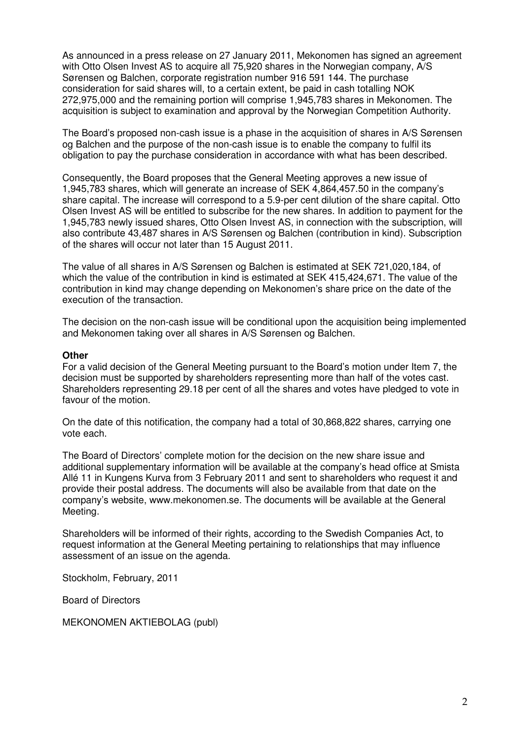As announced in a press release on 27 January 2011, Mekonomen has signed an agreement with Otto Olsen Invest AS to acquire all 75,920 shares in the Norwegian company, A/S Sørensen og Balchen, corporate registration number 916 591 144. The purchase consideration for said shares will, to a certain extent, be paid in cash totalling NOK 272,975,000 and the remaining portion will comprise 1,945,783 shares in Mekonomen. The acquisition is subject to examination and approval by the Norwegian Competition Authority.

The Board's proposed non-cash issue is a phase in the acquisition of shares in A/S Sørensen og Balchen and the purpose of the non-cash issue is to enable the company to fulfil its obligation to pay the purchase consideration in accordance with what has been described.

Consequently, the Board proposes that the General Meeting approves a new issue of 1,945,783 shares, which will generate an increase of SEK 4,864,457.50 in the company's share capital. The increase will correspond to a 5.9-per cent dilution of the share capital. Otto Olsen Invest AS will be entitled to subscribe for the new shares. In addition to payment for the 1,945,783 newly issued shares, Otto Olsen Invest AS, in connection with the subscription, will also contribute 43,487 shares in A/S Sørensen og Balchen (contribution in kind). Subscription of the shares will occur not later than 15 August 2011.

The value of all shares in A/S Sørensen og Balchen is estimated at SEK 721,020,184, of which the value of the contribution in kind is estimated at SEK 415,424,671. The value of the contribution in kind may change depending on Mekonomen's share price on the date of the execution of the transaction.

The decision on the non-cash issue will be conditional upon the acquisition being implemented and Mekonomen taking over all shares in A/S Sørensen og Balchen.

**Other**

For a valid decision of the General Meeting pursuant to the Board's motion under Item 7, the decision must be supported by shareholders representing more than half of the votes cast. Shareholders representing 29.18 per cent of all the shares and votes have pledged to vote in favour of the motion.

On the date of this notification, the company had a total of 30,868,822 shares, carrying one vote each.

The Board of Directors' complete motion for the decision on the new share issue and additional supplementary information will be available at the company's head office at Smista Allé 11 in Kungens Kurva from 3 February 2011 and sent to shareholders who request it and provide their postal address. The documents will also be available from that date on the company's website, www.mekonomen.se. The documents will be available at the General Meeting.

Shareholders will be informed of their rights, according to the Swedish Companies Act, to request information at the General Meeting pertaining to relationships that may influence assessment of an issue on the agenda.

Stockholm, February, 2011

Board of Directors

MEKONOMEN AKTIEBOLAG (publ)